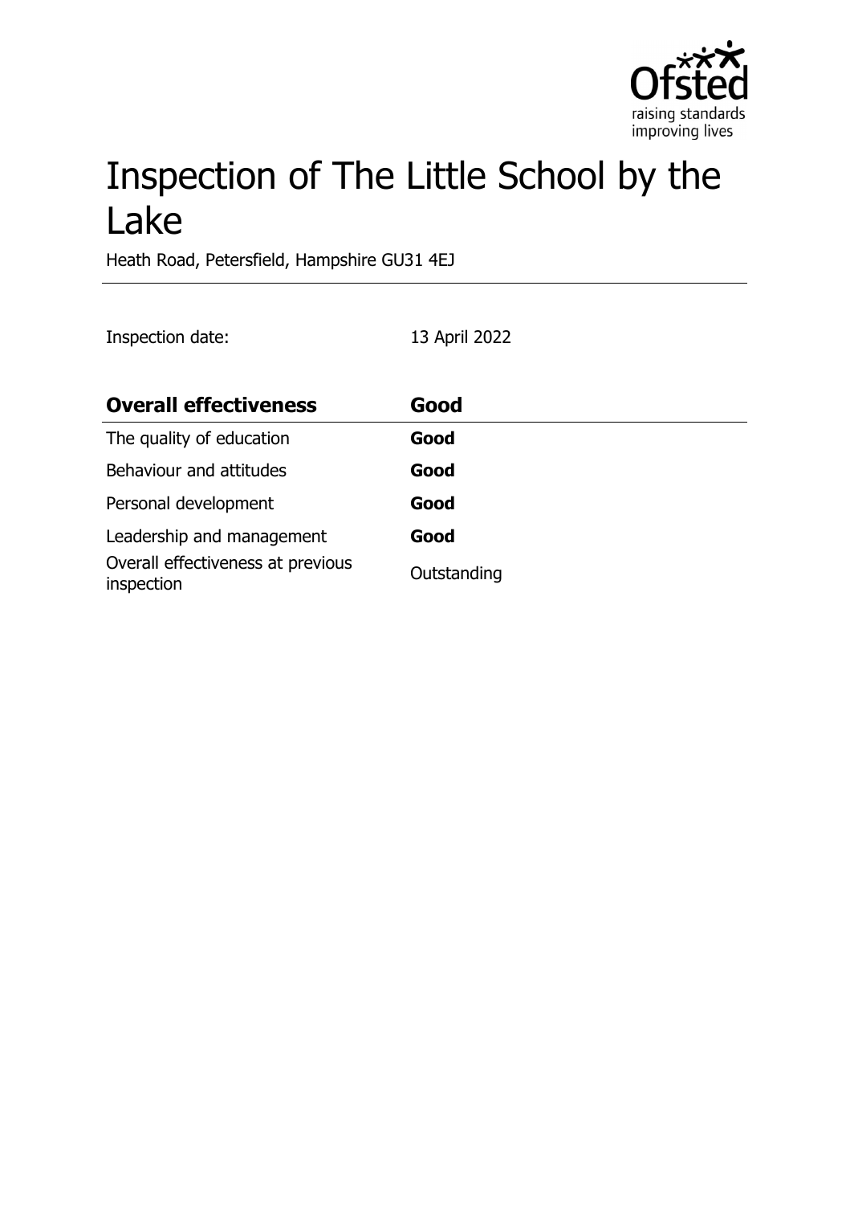# Inspection of The Little School by the Lake

Heath Road, Petersfield, Hampshire GU31 4EJ

Inspection date: 13 April 2022

| **Overall effectiveness** | **Good** |
| --- | --- |
| The quality of education | **Good** |
| Behaviour and attitudes | **Good** |
| Personal development | **Good** |
| Leadership and management | **Good** |
| Overall effectiveness at previous inspection | Outstanding |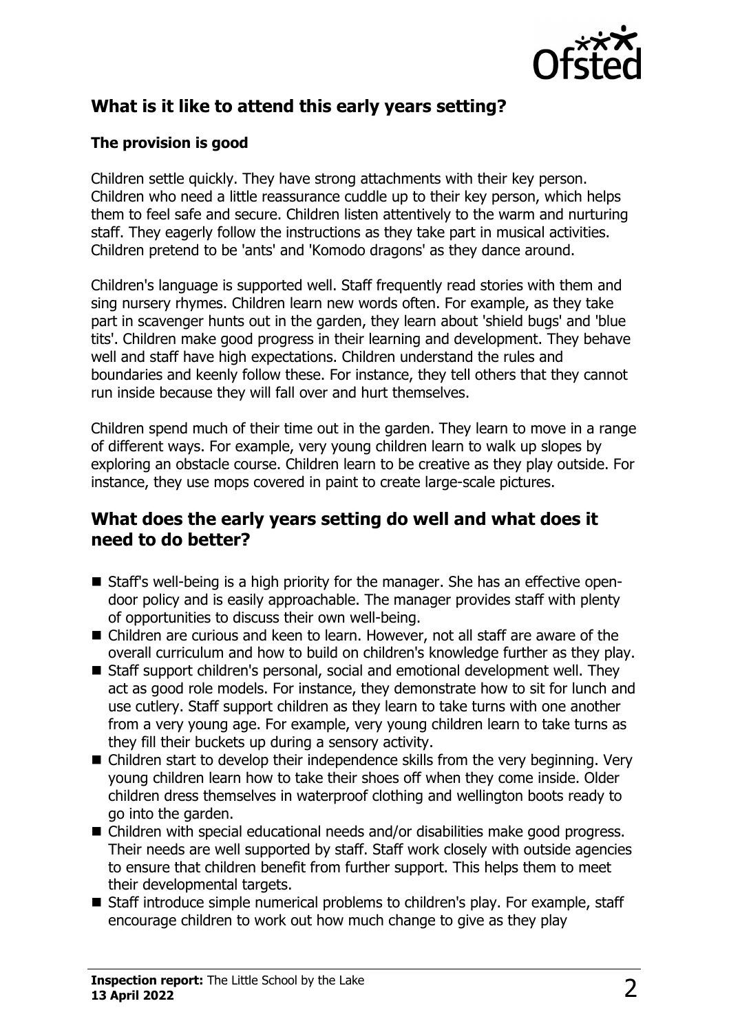## What is it like to attend this early years setting?

### The provision is good

Children settle quickly. They have strong attachments with their key person. Children who need a little reassurance cuddle up to their key person, which helps them to feel safe and secure. Children listen attentively to the warm and nurturing staff. They eagerly follow the instructions as they take part in musical activities. Children pretend to be 'ants' and 'Komodo dragons' as they dance around.

Children's language is supported well. Staff frequently read stories with them and sing nursery rhymes. Children learn new words often. For example, as they take part in scavenger hunts out in the garden, they learn about 'shield bugs' and 'blue tits'. Children make good progress in their learning and development. They behave well and staff have high expectations. Children understand the rules and boundaries and keenly follow these. For instance, they tell others that they cannot run inside because they will fall over and hurt themselves.

Children spend much of their time out in the garden. They learn to move in a range of different ways. For example, very young children learn to walk up slopes by exploring an obstacle course. Children learn to be creative as they play outside. For instance, they use mops covered in paint to create large-scale pictures.

## What does the early years setting do well and what does it need to do better?

- Staff's well-being is a high priority for the manager. She has an effective open-door policy and is easily approachable. The manager provides staff with plenty of opportunities to discuss their own well-being.
- Children are curious and keen to learn. However, not all staff are aware of the overall curriculum and how to build on children's knowledge further as they play.
- Staff support children's personal, social and emotional development well. They act as good role models. For instance, they demonstrate how to sit for lunch and use cutlery. Staff support children as they learn to take turns with one another from a very young age. For example, very young children learn to take turns as they fill their buckets up during a sensory activity.
- Children start to develop their independence skills from the very beginning. Very young children learn how to take their shoes off when they come inside. Older children dress themselves in waterproof clothing and wellington boots ready to go into the garden.
- Children with special educational needs and/or disabilities make good progress. Their needs are well supported by staff. Staff work closely with outside agencies to ensure that children benefit from further support. This helps them to meet their developmental targets.
- Staff introduce simple numerical problems to children's play. For example, staff encourage children to work out how much change to give as they play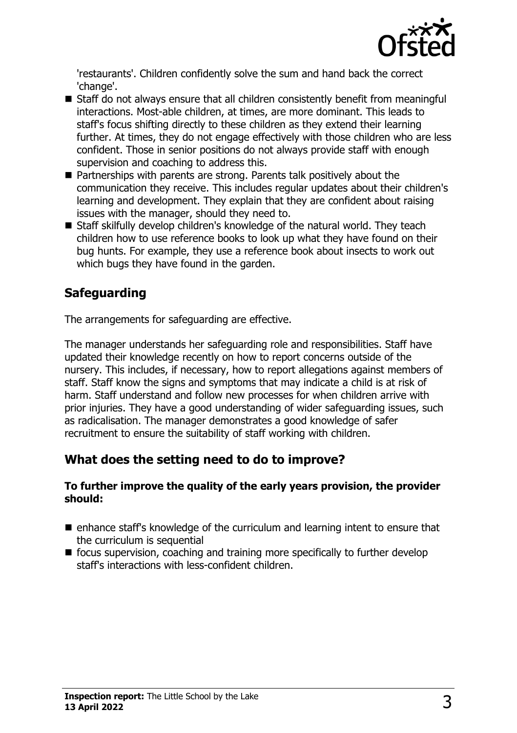'restaurants'. Children confidently solve the sum and hand back the correct 'change'.

- Staff do not always ensure that all children consistently benefit from meaningful interactions. Most-able children, at times, are more dominant. This leads to staff's focus shifting directly to these children as they extend their learning further. At times, they do not engage effectively with those children who are less confident. Those in senior positions do not always provide staff with enough supervision and coaching to address this.
- Partnerships with parents are strong. Parents talk positively about the communication they receive. This includes regular updates about their children's learning and development. They explain that they are confident about raising issues with the manager, should they need to.
- Staff skilfully develop children's knowledge of the natural world. They teach children how to use reference books to look up what they have found on their bug hunts. For example, they use a reference book about insects to work out which bugs they have found in the garden.

## Safeguarding

The arrangements for safeguarding are effective.

The manager understands her safeguarding role and responsibilities. Staff have updated their knowledge recently on how to report concerns outside of the nursery. This includes, if necessary, how to report allegations against members of staff. Staff know the signs and symptoms that may indicate a child is at risk of harm. Staff understand and follow new processes for when children arrive with prior injuries. They have a good understanding of wider safeguarding issues, such as radicalisation. The manager demonstrates a good knowledge of safer recruitment to ensure the suitability of staff working with children.

## What does the setting need to do to improve?

**To further improve the quality of the early years provision, the provider should:**

- enhance staff's knowledge of the curriculum and learning intent to ensure that the curriculum is sequential
- focus supervision, coaching and training more specifically to further develop staff's interactions with less-confident children.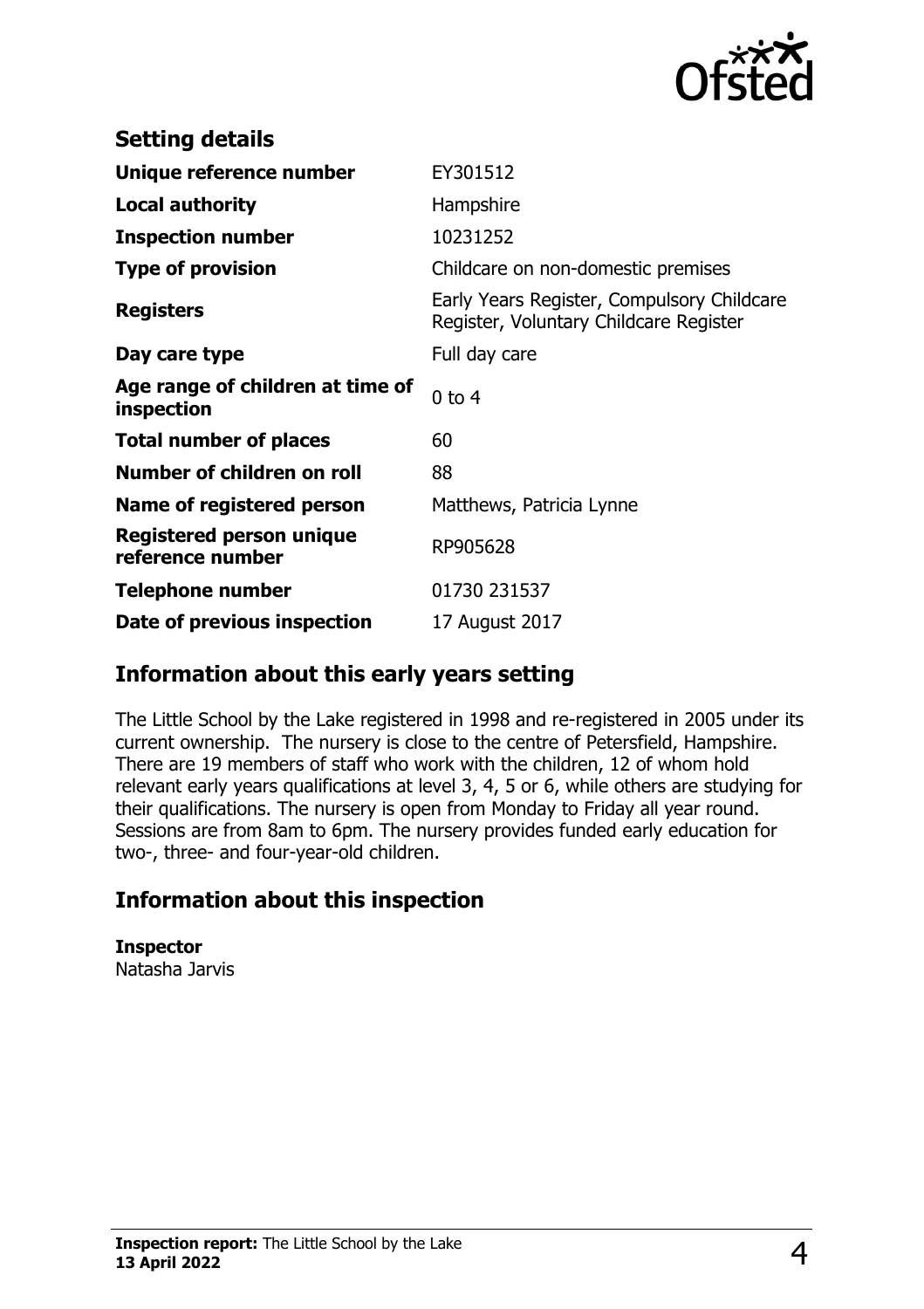## Setting details

| | |
|---|---|
| **Unique reference number** | EY301512 |
| **Local authority** | Hampshire |
| **Inspection number** | 10231252 |
| **Type of provision** | Childcare on non-domestic premises |
| **Registers** | Early Years Register, Compulsory Childcare Register, Voluntary Childcare Register |
| **Day care type** | Full day care |
| **Age range of children at time of inspection** | 0 to 4 |
| **Total number of places** | 60 |
| **Number of children on roll** | 88 |
| **Name of registered person** | Matthews, Patricia Lynne |
| **Registered person unique reference number** | RP905628 |
| **Telephone number** | 01730 231537 |
| **Date of previous inspection** | 17 August 2017 |

## Information about this early years setting

The Little School by the Lake registered in 1998 and re-registered in 2005 under its current ownership. The nursery is close to the centre of Petersfield, Hampshire. There are 19 members of staff who work with the children, 12 of whom hold relevant early years qualifications at level 3, 4, 5 or 6, while others are studying for their qualifications. The nursery is open from Monday to Friday all year round. Sessions are from 8am to 6pm. The nursery provides funded early education for two-, three- and four-year-old children.

## Information about this inspection

**Inspector**
Natasha Jarvis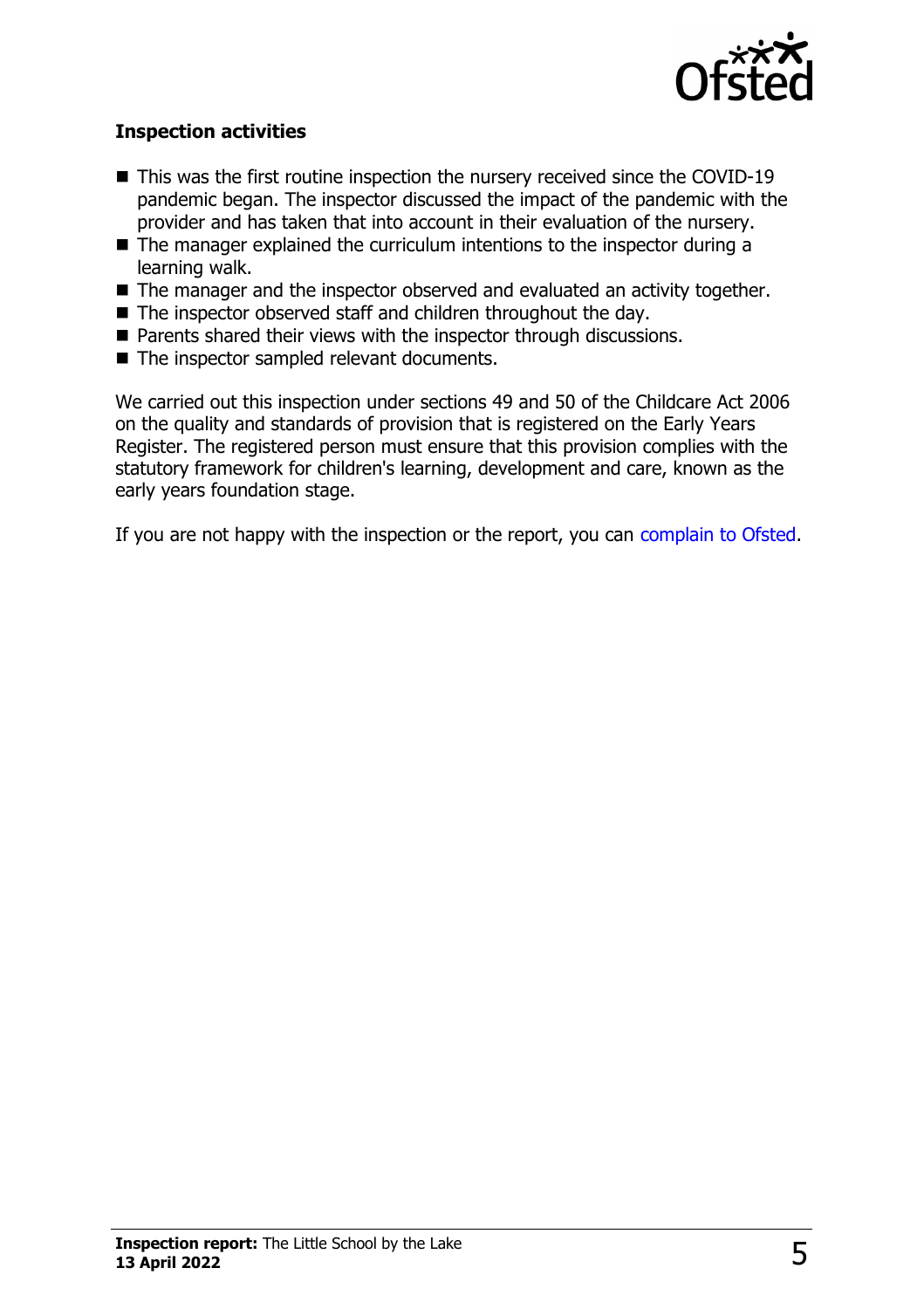### Inspection activities

- This was the first routine inspection the nursery received since the COVID-19 pandemic began. The inspector discussed the impact of the pandemic with the provider and has taken that into account in their evaluation of the nursery.
- The manager explained the curriculum intentions to the inspector during a learning walk.
- The manager and the inspector observed and evaluated an activity together.
- The inspector observed staff and children throughout the day.
- Parents shared their views with the inspector through discussions.
- The inspector sampled relevant documents.

We carried out this inspection under sections 49 and 50 of the Childcare Act 2006 on the quality and standards of provision that is registered on the Early Years Register. The registered person must ensure that this provision complies with the statutory framework for children's learning, development and care, known as the early years foundation stage.

If you are not happy with the inspection or the report, you can complain to Ofsted.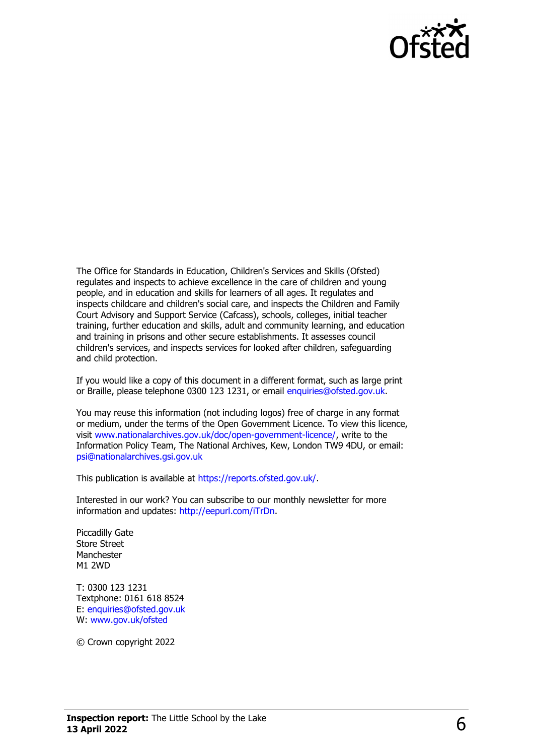The Office for Standards in Education, Children's Services and Skills (Ofsted) regulates and inspects to achieve excellence in the care of children and young people, and in education and skills for learners of all ages. It regulates and inspects childcare and children's social care, and inspects the Children and Family Court Advisory and Support Service (Cafcass), schools, colleges, initial teacher training, further education and skills, adult and community learning, and education and training in prisons and other secure establishments. It assesses council children's services, and inspects services for looked after children, safeguarding and child protection.

If you would like a copy of this document in a different format, such as large print or Braille, please telephone 0300 123 1231, or email enquiries@ofsted.gov.uk.

You may reuse this information (not including logos) free of charge in any format or medium, under the terms of the Open Government Licence. To view this licence, visit www.nationalarchives.gov.uk/doc/open-government-licence/, write to the Information Policy Team, The National Archives, Kew, London TW9 4DU, or email: psi@nationalarchives.gsi.gov.uk

This publication is available at https://reports.ofsted.gov.uk/.

Interested in our work? You can subscribe to our monthly newsletter for more information and updates: http://eepurl.com/iTrDn.

Piccadilly Gate  
Store Street  
Manchester  
M1 2WD

T: 0300 123 1231  
Textphone: 0161 618 8524  
E: enquiries@ofsted.gov.uk  
W: www.gov.uk/ofsted

© Crown copyright 2022